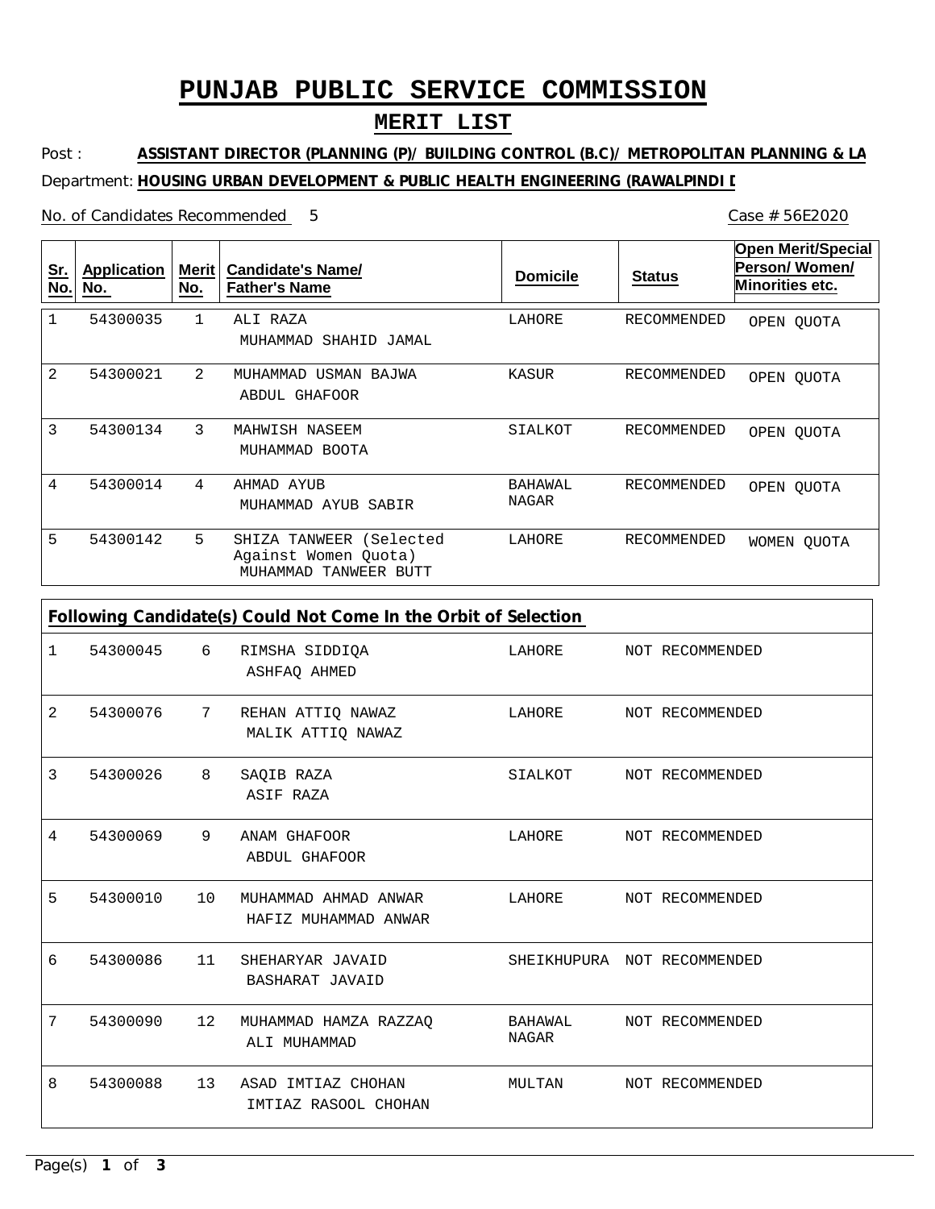# PUNJAB PUBLIC SERVICE COMMISSION

## MERIT LIST

Post : **ASSISTANT DIRECTOR (PLANNING (P)/ BUILDING CONTROL (B.C)/ METROPOLITAN PLANNING & LA**

Department: **HOUSING URBAN DEVELOPMENT & PUBLIC HEALTH ENGINEERING (RAWALPINDI D**

No. of Candidates Recommended 5

Case # 56E2020

| Sr. No. | Application No. | Merit No. | Candidate's Name/ Father's Name | Domicile | Status | Open Merit/Special Person/ Women/ Minorities etc. |
|---|---|---|---|---|---|---|
| 1 | 54300035 | 1 | ALI RAZA<br>MUHAMMAD SHAHID JAMAL | LAHORE | RECOMMENDED | OPEN QUOTA |
| 2 | 54300021 | 2 | MUHAMMAD USMAN BAJWA<br>ABDUL GHAFOOR | KASUR | RECOMMENDED | OPEN QUOTA |
| 3 | 54300134 | 3 | MAHWISH NASEEM<br>MUHAMMAD BOOTA | SIALKOT | RECOMMENDED | OPEN QUOTA |
| 4 | 54300014 | 4 | AHMAD AYUB<br>MUHAMMAD AYUB SABIR | BAHAWAL NAGAR | RECOMMENDED | OPEN QUOTA |
| 5 | 54300142 | 5 | SHIZA TANWEER (Selected Against Women Quota)<br>MUHAMMAD TANWEER BUTT | LAHORE | RECOMMENDED | WOMEN QUOTA |

**Following Candidate(s) Could Not Come In the Orbit of Selection**

| Sr. No. | Application No. | Merit No. | Candidate's Name/ Father's Name | Domicile | Status |
|---|---|---|---|---|---|
| 1 | 54300045 | 6 | RIMSHA SIDDIQA<br>ASHFAQ AHMED | LAHORE | NOT RECOMMENDED |
| 2 | 54300076 | 7 | REHAN ATTIQ NAWAZ<br>MALIK ATTIQ NAWAZ | LAHORE | NOT RECOMMENDED |
| 3 | 54300026 | 8 | SAQIB RAZA<br>ASIF RAZA | SIALKOT | NOT RECOMMENDED |
| 4 | 54300069 | 9 | ANAM GHAFOOR<br>ABDUL GHAFOOR | LAHORE | NOT RECOMMENDED |
| 5 | 54300010 | 10 | MUHAMMAD AHMAD ANWAR<br>HAFIZ MUHAMMAD ANWAR | LAHORE | NOT RECOMMENDED |
| 6 | 54300086 | 11 | SHEHARYAR JAVAID<br>BASHARAT JAVAID | SHEIKHUPURA | NOT RECOMMENDED |
| 7 | 54300090 | 12 | MUHAMMAD HAMZA RAZZAQ<br>ALI MUHAMMAD | BAHAWAL NAGAR | NOT RECOMMENDED |
| 8 | 54300088 | 13 | ASAD IMTIAZ CHOHAN<br>IMTIAZ RASOOL CHOHAN | MULTAN | NOT RECOMMENDED |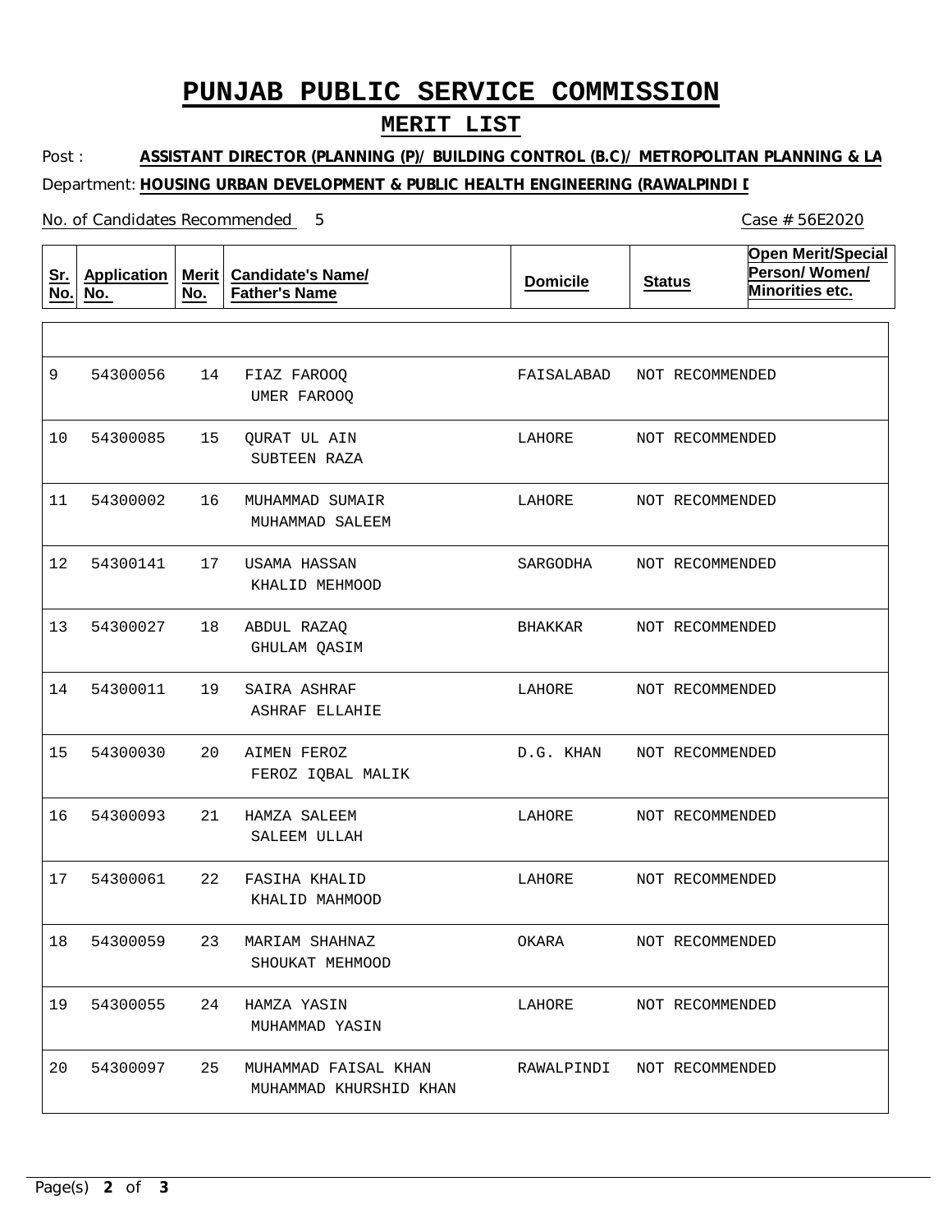# PUNJAB PUBLIC SERVICE COMMISSION

## MERIT LIST

Post : **ASSISTANT DIRECTOR (PLANNING (P)/ BUILDING CONTROL (B.C)/ METROPOLITAN PLANNING & LA**

Department: **HOUSING URBAN DEVELOPMENT & PUBLIC HEALTH ENGINEERING (RAWALPINDI D**

No. of Candidates Recommended 5

Case # 56E2020

| Sr. No. | Application No. | Merit No. | Candidate's Name/ Father's Name | Domicile | Status | Open Merit/Special Person/ Women/ Minorities etc. |
|---|---|---|---|---|---|---|
| 9 | 54300056 | 14 | FIAZ FAROOQ<br>UMER FAROOQ | FAISALABAD | NOT RECOMMENDED | |
| 10 | 54300085 | 15 | QURAT UL AIN<br>SUBTEEN RAZA | LAHORE | NOT RECOMMENDED | |
| 11 | 54300002 | 16 | MUHAMMAD SUMAIR<br>MUHAMMAD SALEEM | LAHORE | NOT RECOMMENDED | |
| 12 | 54300141 | 17 | USAMA HASSAN<br>KHALID MEHMOOD | SARGODHA | NOT RECOMMENDED | |
| 13 | 54300027 | 18 | ABDUL RAZAQ<br>GHULAM QASIM | BHAKKAR | NOT RECOMMENDED | |
| 14 | 54300011 | 19 | SAIRA ASHRAF<br>ASHRAF ELLAHIE | LAHORE | NOT RECOMMENDED | |
| 15 | 54300030 | 20 | AIMEN FEROZ<br>FEROZ IQBAL MALIK | D.G. KHAN | NOT RECOMMENDED | |
| 16 | 54300093 | 21 | HAMZA SALEEM<br>SALEEM ULLAH | LAHORE | NOT RECOMMENDED | |
| 17 | 54300061 | 22 | FASIHA KHALID<br>KHALID MAHMOOD | LAHORE | NOT RECOMMENDED | |
| 18 | 54300059 | 23 | MARIAM SHAHNAZ<br>SHOUKAT MEHMOOD | OKARA | NOT RECOMMENDED | |
| 19 | 54300055 | 24 | HAMZA YASIN<br>MUHAMMAD YASIN | LAHORE | NOT RECOMMENDED | |
| 20 | 54300097 | 25 | MUHAMMAD FAISAL KHAN<br>MUHAMMAD KHURSHID KHAN | RAWALPINDI | NOT RECOMMENDED | |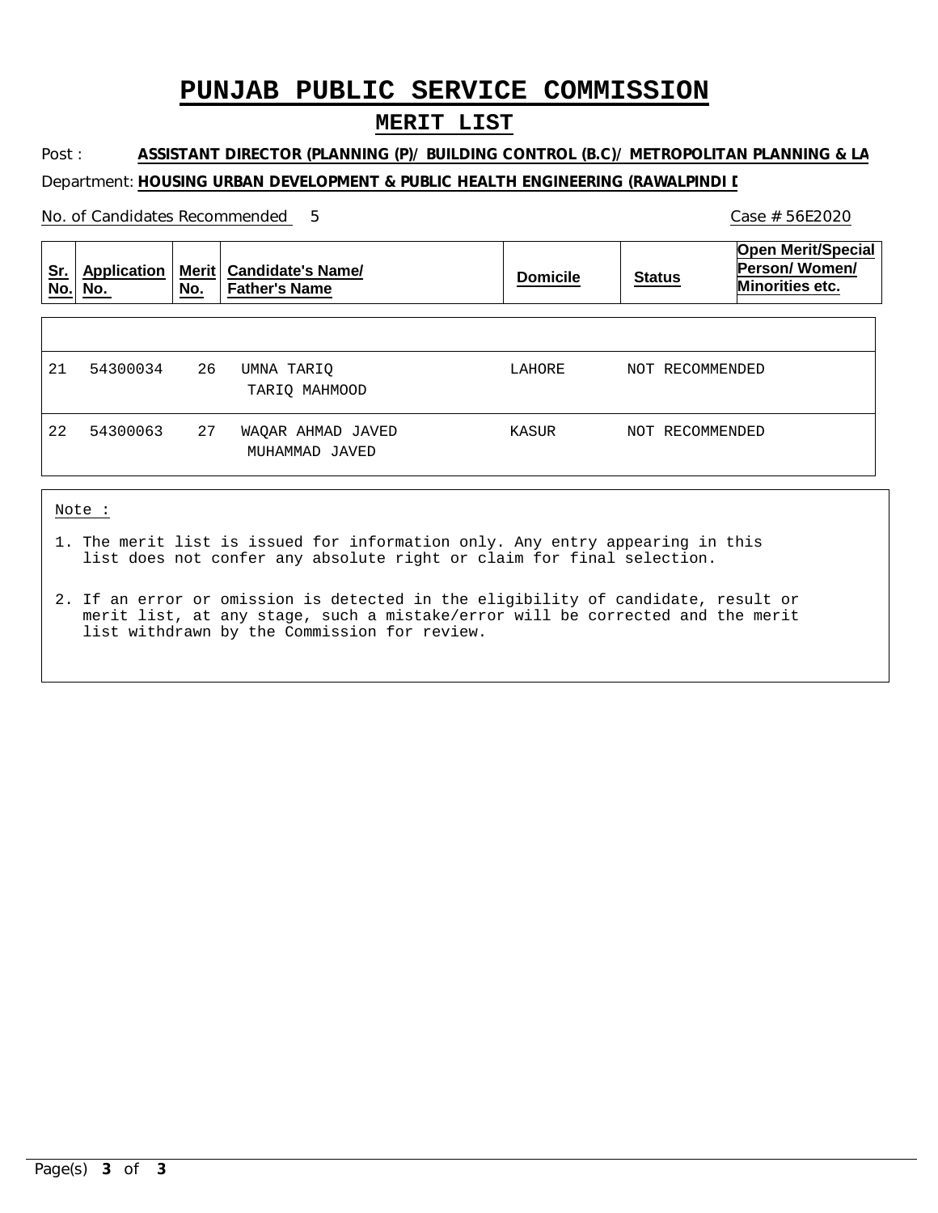# PUNJAB PUBLIC SERVICE COMMISSION

## MERIT LIST

Post : **ASSISTANT DIRECTOR (PLANNING (P)/ BUILDING CONTROL (B.C)/ METROPOLITAN PLANNING & LA**

Department: **HOUSING URBAN DEVELOPMENT & PUBLIC HEALTH ENGINEERING (RAWALPINDI D**

No. of Candidates Recommended 5

Case # 56E2020

| Sr. No. | Application No. | Merit No. | Candidate's Name/ Father's Name | Domicile | Status | Open Merit/Special Person/ Women/ Minorities etc. |
|---|---|---|---|---|---|---|
| 21 | 54300034 | 26 | UMNA TARIQ<br>TARIQ MAHMOOD | LAHORE | NOT RECOMMENDED | |
| 22 | 54300063 | 27 | WAQAR AHMAD JAVED<br>MUHAMMAD JAVED | KASUR | NOT RECOMMENDED | |

Note :

1. The merit list is issued for information only. Any entry appearing in this list does not confer any absolute right or claim for final selection.

2. If an error or omission is detected in the eligibility of candidate, result or merit list, at any stage, such a mistake/error will be corrected and the merit list withdrawn by the Commission for review.